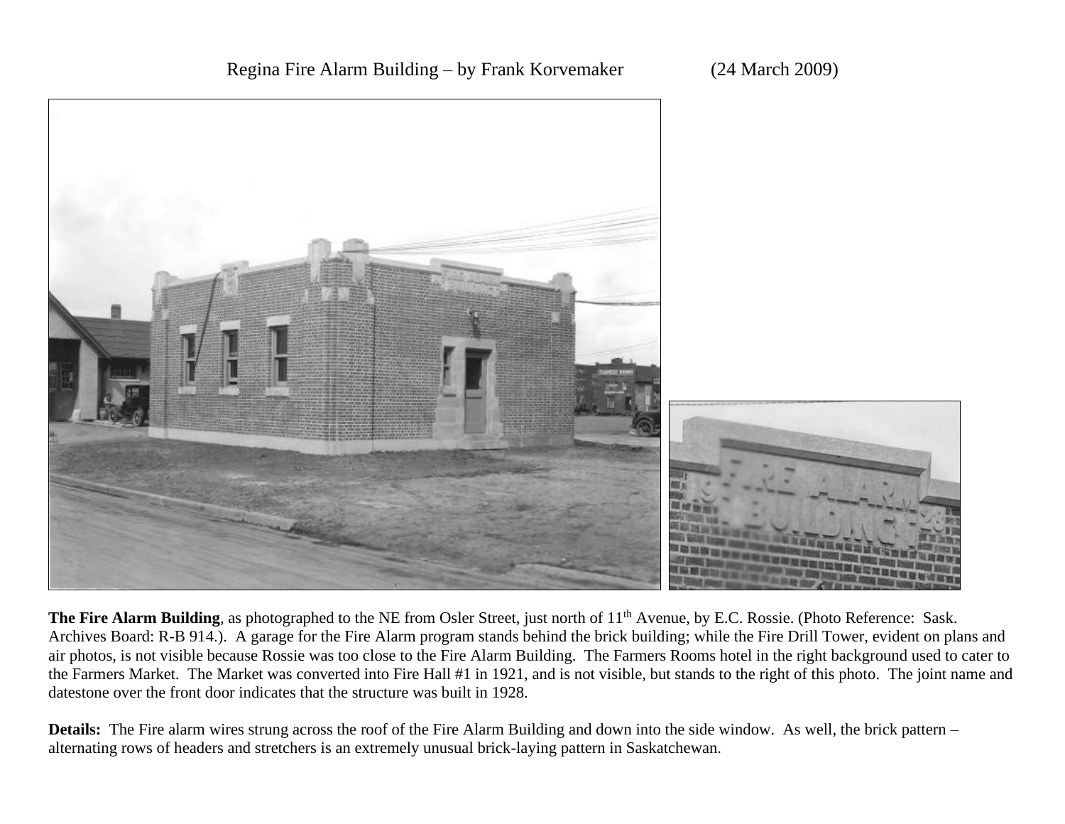Regina Fire Alarm Building – by Frank Korvemaker (24 March 2009)

**The Fire Alarm Building**, as photographed to the NE from Osler Street, just north of 11th Avenue, by E.C. Rossie. (Photo Reference: Sask. Archives Board: R-B 914.). A garage for the Fire Alarm program stands behind the brick building; while the Fire Drill Tower, evident on plans and air photos, is not visible because Rossie was too close to the Fire Alarm Building. The Farmers Rooms hotel in the right background used to cater to the Farmers Market. The Market was converted into Fire Hall #1 in 1921, and is not visible, but stands to the right of this photo. The joint name and datestone over the front door indicates that the structure was built in 1928.

**Details:** The Fire alarm wires strung across the roof of the Fire Alarm Building and down into the side window. As well, the brick pattern – alternating rows of headers and stretchers is an extremely unusual brick-laying pattern in Saskatchewan.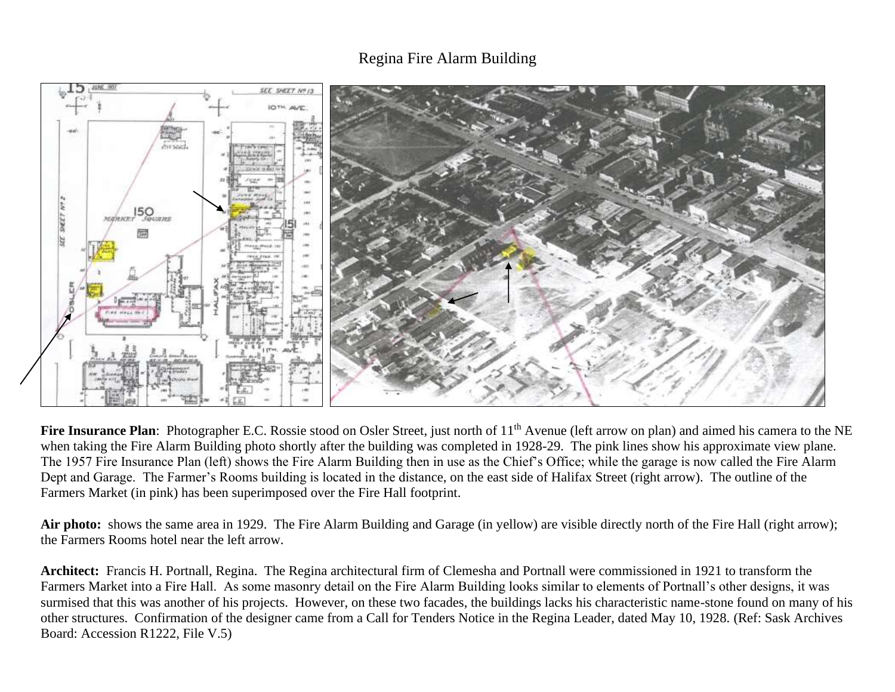# Regina Fire Alarm Building

**Fire Insurance Plan**: Photographer E.C. Rossie stood on Osler Street, just north of 11th Avenue (left arrow on plan) and aimed his camera to the NE when taking the Fire Alarm Building photo shortly after the building was completed in 1928-29. The pink lines show his approximate view plane. The 1957 Fire Insurance Plan (left) shows the Fire Alarm Building then in use as the Chief's Office; while the garage is now called the Fire Alarm Dept and Garage. The Farmer's Rooms building is located in the distance, on the east side of Halifax Street (right arrow). The outline of the Farmers Market (in pink) has been superimposed over the Fire Hall footprint.

**Air photo:** shows the same area in 1929. The Fire Alarm Building and Garage (in yellow) are visible directly north of the Fire Hall (right arrow); the Farmers Rooms hotel near the left arrow.

**Architect:** Francis H. Portnall, Regina. The Regina architectural firm of Clemesha and Portnall were commissioned in 1921 to transform the Farmers Market into a Fire Hall. As some masonry detail on the Fire Alarm Building looks similar to elements of Portnall's other designs, it was surmised that this was another of his projects. However, on these two facades, the buildings lacks his characteristic name-stone found on many of his other structures. Confirmation of the designer came from a Call for Tenders Notice in the Regina Leader, dated May 10, 1928. (Ref: Sask Archives Board: Accession R1222, File V.5)